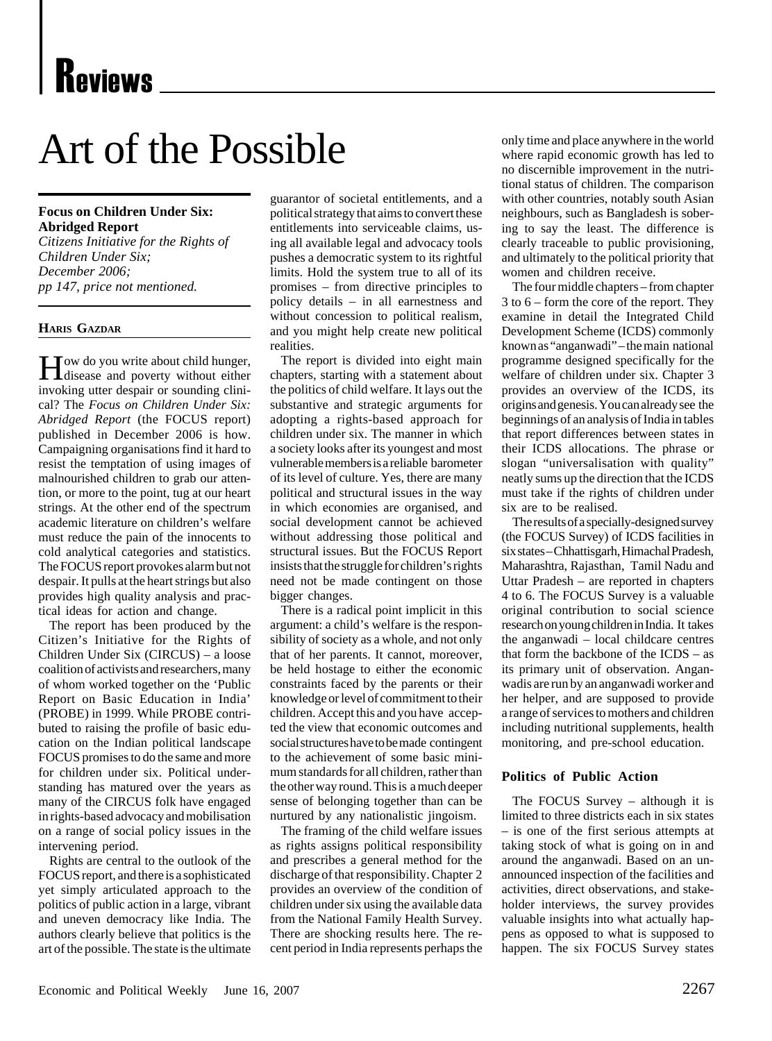# Reviews

# Art of the Possible

**Focus on Children Under Six: Abridged Report**
*Citizens Initiative for the Rights of Children Under Six;*
*December 2006;*
*pp 147, price not mentioned.*

**HARIS GAZDAR**

How do you write about child hunger, disease and poverty without either invoking utter despair or sounding clinical? The *Focus on Children Under Six: Abridged Report* (the FOCUS report) published in December 2006 is how. Campaigning organisations find it hard to resist the temptation of using images of malnourished children to grab our attention, or more to the point, tug at our heart strings. At the other end of the spectrum academic literature on children's welfare must reduce the pain of the innocents to cold analytical categories and statistics. The FOCUS report provokes alarm but not despair. It pulls at the heart strings but also provides high quality analysis and practical ideas for action and change.

The report has been produced by the Citizen's Initiative for the Rights of Children Under Six (CIRCUS) – a loose coalition of activists and researchers, many of whom worked together on the 'Public Report on Basic Education in India' (PROBE) in 1999. While PROBE contributed to raising the profile of basic education on the Indian political landscape FOCUS promises to do the same and more for children under six. Political understanding has matured over the years as many of the CIRCUS folk have engaged in rights-based advocacy and mobilisation on a range of social policy issues in the intervening period.

Rights are central to the outlook of the FOCUS report, and there is a sophisticated yet simply articulated approach to the politics of public action in a large, vibrant and uneven democracy like India. The authors clearly believe that politics is the art of the possible. The state is the ultimate guarantor of societal entitlements, and a political strategy that aims to convert these entitlements into serviceable claims, using all available legal and advocacy tools pushes a democratic system to its rightful limits. Hold the system true to all of its promises – from directive principles to policy details – in all earnestness and without concession to political realism, and you might help create new political realities.

The report is divided into eight main chapters, starting with a statement about the politics of child welfare. It lays out the substantive and strategic arguments for adopting a rights-based approach for children under six. The manner in which a society looks after its youngest and most vulnerable members is a reliable barometer of its level of culture. Yes, there are many political and structural issues in the way in which economies are organised, and social development cannot be achieved without addressing those political and structural issues. But the FOCUS Report insists that the struggle for children's rights need not be made contingent on those bigger changes.

There is a radical point implicit in this argument: a child's welfare is the responsibility of society as a whole, and not only that of her parents. It cannot, moreover, be held hostage to either the economic constraints faced by the parents or their knowledge or level of commitment to their children. Accept this and you have accepted the view that economic outcomes and social structures have to be made contingent to the achievement of some basic minimum standards for all children, rather than the other way round. This is a much deeper sense of belonging together than can be nurtured by any nationalistic jingoism.

The framing of the child welfare issues as rights assigns political responsibility and prescribes a general method for the discharge of that responsibility. Chapter 2 provides an overview of the condition of children under six using the available data from the National Family Health Survey. There are shocking results here. The recent period in India represents perhaps the only time and place anywhere in the world where rapid economic growth has led to no discernible improvement in the nutritional status of children. The comparison with other countries, notably south Asian neighbours, such as Bangladesh is sobering to say the least. The difference is clearly traceable to public provisioning, and ultimately to the political priority that women and children receive.

The four middle chapters – from chapter 3 to 6 – form the core of the report. They examine in detail the Integrated Child Development Scheme (ICDS) commonly known as "anganwadi" – the main national programme designed specifically for the welfare of children under six. Chapter 3 provides an overview of the ICDS, its origins and genesis. You can already see the beginnings of an analysis of India in tables that report differences between states in their ICDS allocations. The phrase or slogan "universalisation with quality" neatly sums up the direction that the ICDS must take if the rights of children under six are to be realised.

The results of a specially-designed survey (the FOCUS Survey) of ICDS facilities in six states – Chhattisgarh, Himachal Pradesh, Maharashtra, Rajasthan, Tamil Nadu and Uttar Pradesh – are reported in chapters 4 to 6. The FOCUS Survey is a valuable original contribution to social science research on young children in India. It takes the anganwadi – local childcare centres that form the backbone of the ICDS – as its primary unit of observation. Anganwadis are run by an anganwadi worker and her helper, and are supposed to provide a range of services to mothers and children including nutritional supplements, health monitoring, and pre-school education.

### Politics of Public Action

The FOCUS Survey – although it is limited to three districts each in six states – is one of the first serious attempts at taking stock of what is going on in and around the anganwadi. Based on an unannounced inspection of the facilities and activities, direct observations, and stakeholder interviews, the survey provides valuable insights into what actually happens as opposed to what is supposed to happen. The six FOCUS Survey states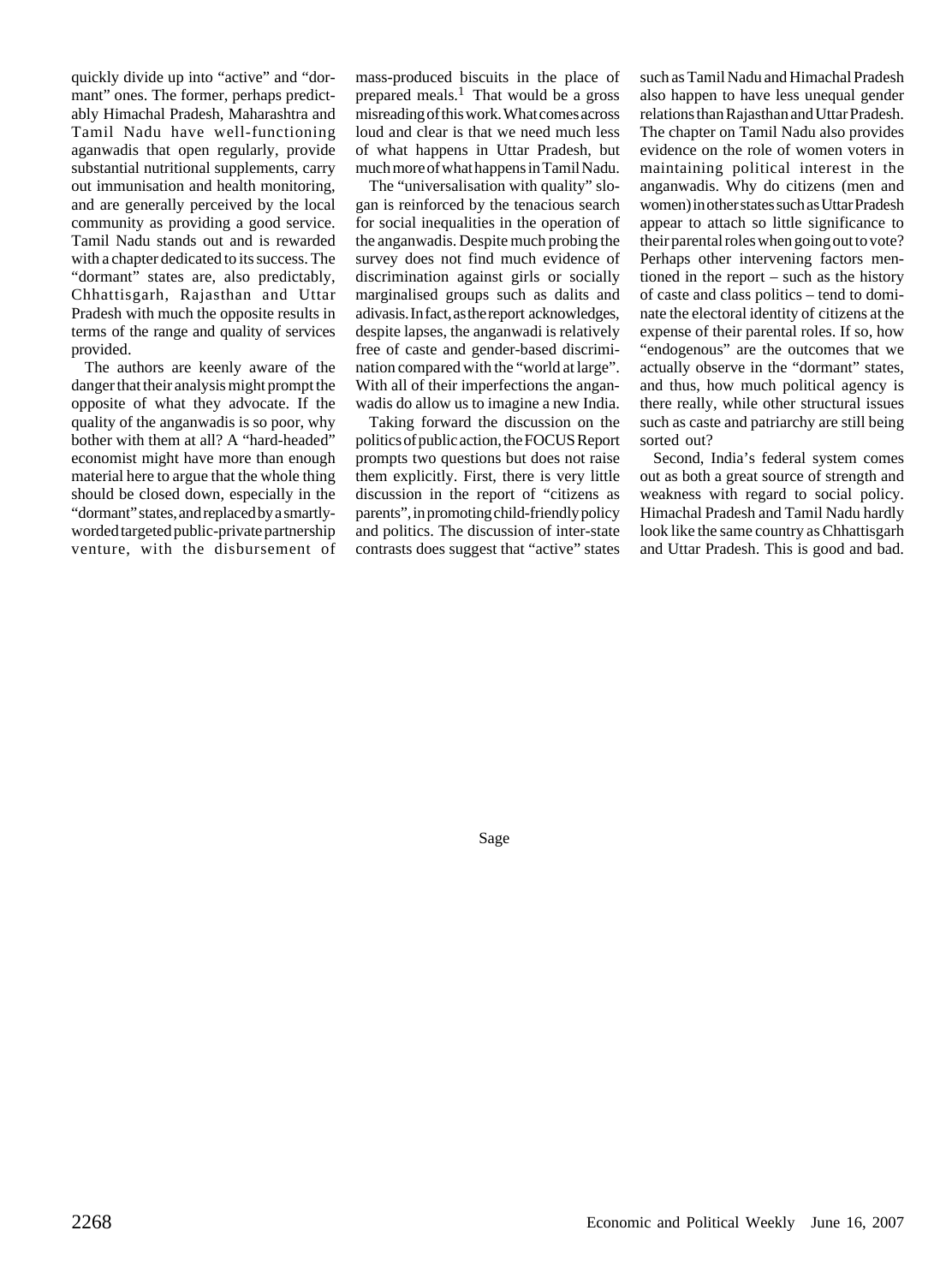quickly divide up into "active" and "dormant" ones. The former, perhaps predictably Himachal Pradesh, Maharashtra and Tamil Nadu have well-functioning aganwadis that open regularly, provide substantial nutritional supplements, carry out immunisation and health monitoring, and are generally perceived by the local community as providing a good service. Tamil Nadu stands out and is rewarded with a chapter dedicated to its success. The "dormant" states are, also predictably, Chhattisgarh, Rajasthan and Uttar Pradesh with much the opposite results in terms of the range and quality of services provided.

The authors are keenly aware of the danger that their analysis might prompt the opposite of what they advocate. If the quality of the anganwadis is so poor, why bother with them at all? A "hard-headed" economist might have more than enough material here to argue that the whole thing should be closed down, especially in the "dormant" states, and replaced by a smartly-worded targeted public-private partnership venture, with the disbursement of mass-produced biscuits in the place of prepared meals.[1] That would be a gross misreading of this work. What comes across loud and clear is that we need much less of what happens in Uttar Pradesh, but much more of what happens in Tamil Nadu.

The "universalisation with quality" slogan is reinforced by the tenacious search for social inequalities in the operation of the anganwadis. Despite much probing the survey does not find much evidence of discrimination against girls or socially marginalised groups such as dalits and adivasis. In fact, as the report acknowledges, despite lapses, the anganwadi is relatively free of caste and gender-based discrimination compared with the "world at large". With all of their imperfections the anganwadis do allow us to imagine a new India.

Taking forward the discussion on the politics of public action, the FOCUS Report prompts two questions but does not raise them explicitly. First, there is very little discussion in the report of "citizens as parents", in promoting child-friendly policy and politics. The discussion of inter-state contrasts does suggest that "active" states such as Tamil Nadu and Himachal Pradesh also happen to have less unequal gender relations than Rajasthan and Uttar Pradesh. The chapter on Tamil Nadu also provides evidence on the role of women voters in maintaining political interest in the anganwadis. Why do citizens (men and women) in other states such as Uttar Pradesh appear to attach so little significance to their parental roles when going out to vote? Perhaps other intervening factors mentioned in the report – such as the history of caste and class politics – tend to dominate the electoral identity of citizens at the expense of their parental roles. If so, how "endogenous" are the outcomes that we actually observe in the "dormant" states, and thus, how much political agency is there really, while other structural issues such as caste and patriarchy are still being sorted out?

Second, India's federal system comes out as both a great source of strength and weakness with regard to social policy. Himachal Pradesh and Tamil Nadu hardly look like the same country as Chhattisgarh and Uttar Pradesh. This is good and bad.

Sage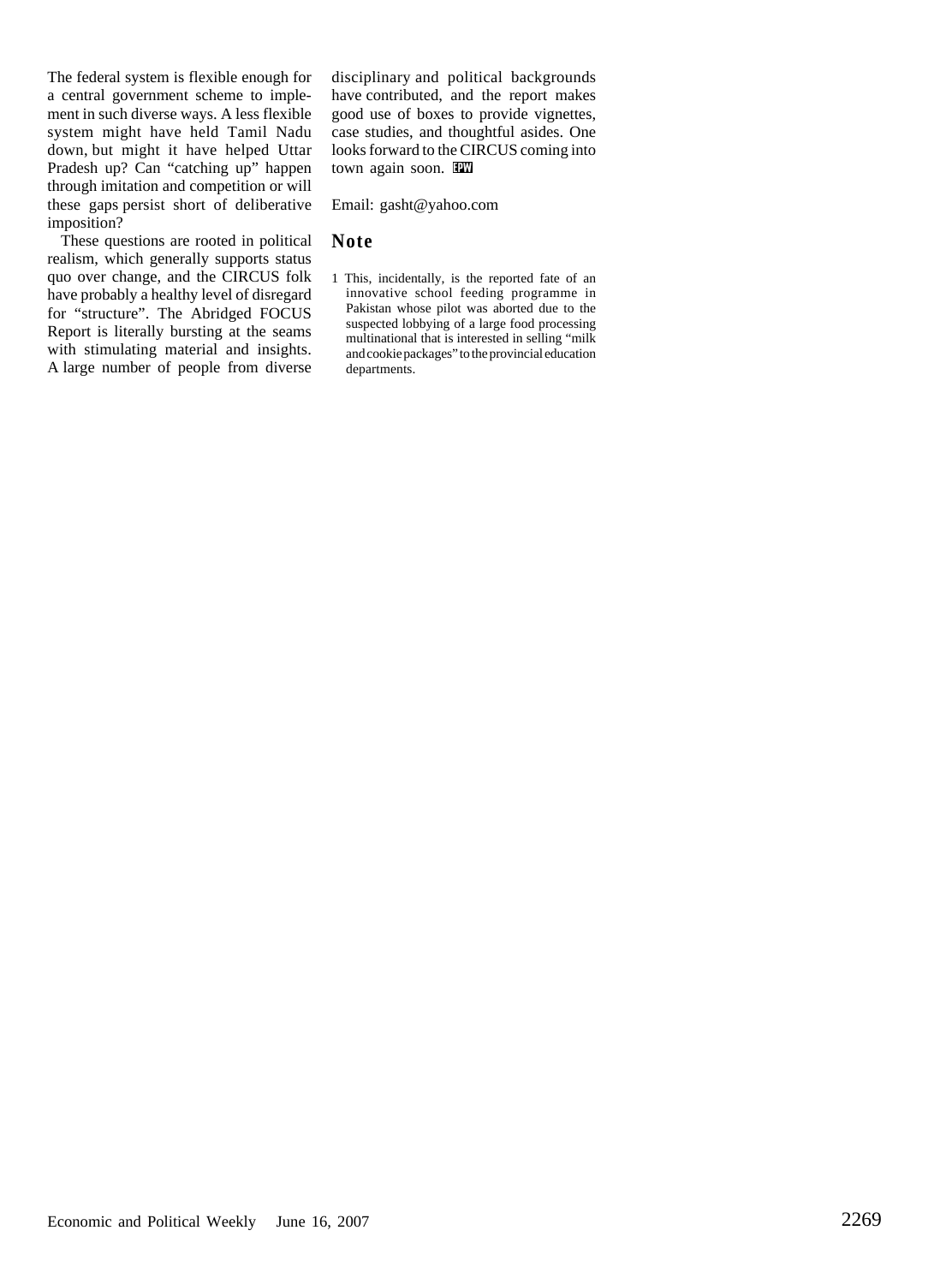The federal system is flexible enough for a central government scheme to implement in such diverse ways. A less flexible system might have held Tamil Nadu down, but might it have helped Uttar Pradesh up? Can "catching up" happen through imitation and competition or will these gaps persist short of deliberative imposition?

These questions are rooted in political realism, which generally supports status quo over change, and the CIRCUS folk have probably a healthy level of disregard for "structure". The Abridged FOCUS Report is literally bursting at the seams with stimulating material and insights. A large number of people from diverse disciplinary and political backgrounds have contributed, and the report makes good use of boxes to provide vignettes, case studies, and thoughtful asides. One looks forward to the CIRCUS coming into town again soon.

Email: gasht@yahoo.com

## Note

1 This, incidentally, is the reported fate of an innovative school feeding programme in Pakistan whose pilot was aborted due to the suspected lobbying of a large food processing multinational that is interested in selling "milk and cookie packages" to the provincial education departments.